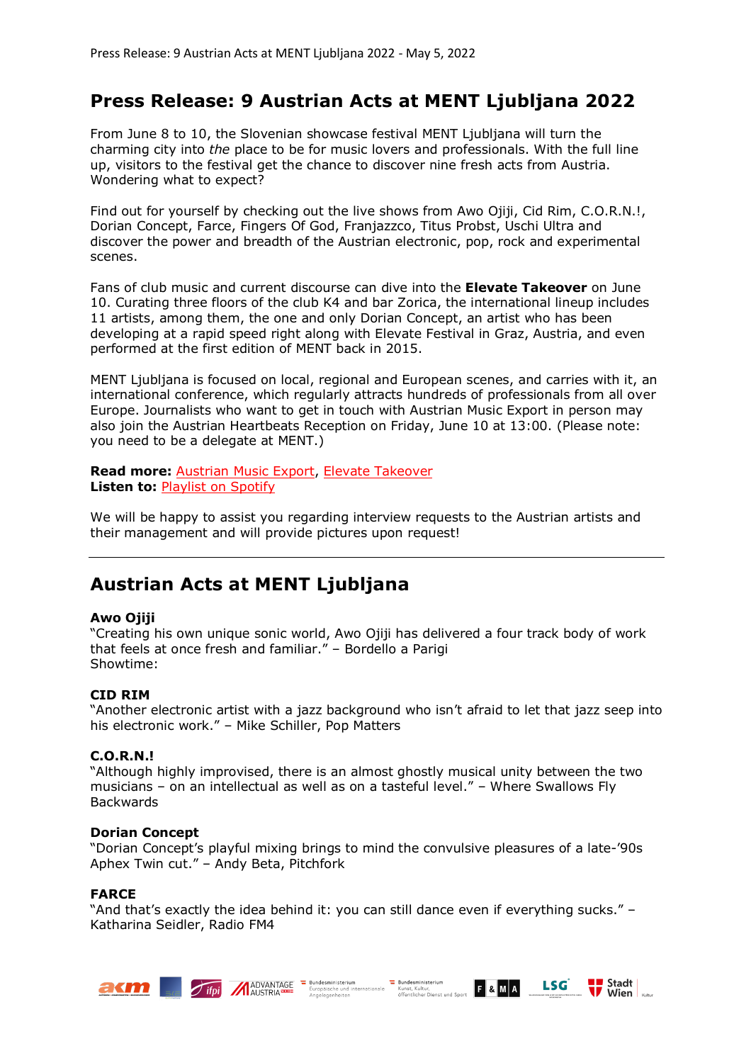# Press Release: 9 Austrian Acts at MENT Ljubljana 2022

From June 8 to 10, the Slovenian showcase festival MENT Ljubljana will turn the charming city into *the* place to be for music lovers and professionals. With the full line up, visitors to the festival get the chance to discover nine fresh acts from Austria. Wondering what to expect?

Find out for yourself by checking out the live shows from Awo Ojiji, Cid Rim, C.O.R.N.!, Dorian Concept, Farce, Fingers Of God, Franjazzco, Titus Probst, Uschi Ultra and discover the power and breadth of the Austrian electronic, pop, rock and experimental scenes.

Fans of club music and current discourse can dive into the **Elevate Takeover** on June 10. Curating three floors of the club K4 and bar Zorica, the international lineup includes 11 artists, among them, the one and only Dorian Concept, an artist who has been developing at a rapid speed right along with Elevate Festival in Graz, Austria, and even performed at the first edition of MENT back in 2015.

MENT Ljubljana is focused on local, regional and European scenes, and carries with it, an international conference, which regularly attracts hundreds of professionals from all over Europe. Journalists who want to get in touch with Austrian Music Export in person may also join the Austrian Heartbeats Reception on Friday, June 10 at 13:00. (Please note: you need to be a delegate at MENT.)

**Read more:** Austrian Music Export, Elevate Takeover
**Listen to:** Playlist on Spotify

We will be happy to assist you regarding interview requests to the Austrian artists and their management and will provide pictures upon request!

---

## Austrian Acts at MENT Ljubljana

**Awo Ojiji**
"Creating his own unique sonic world, Awo Ojiji has delivered a four track body of work that feels at once fresh and familiar." – Bordello a Parigi
Showtime:

**CID RIM**
"Another electronic artist with a jazz background who isn't afraid to let that jazz seep into his electronic work." – Mike Schiller, Pop Matters

**C.O.R.N.!**
"Although highly improvised, there is an almost ghostly musical unity between the two musicians – on an intellectual as well as on a tasteful level." – Where Swallows Fly Backwards

**Dorian Concept**
"Dorian Concept's playful mixing brings to mind the convulsive pleasures of a late-'90s Aphex Twin cut." – Andy Beta, Pitchfork

**FARCE**
"And that's exactly the idea behind it: you can still dance even if everything sucks." – Katharina Seidler, Radio FM4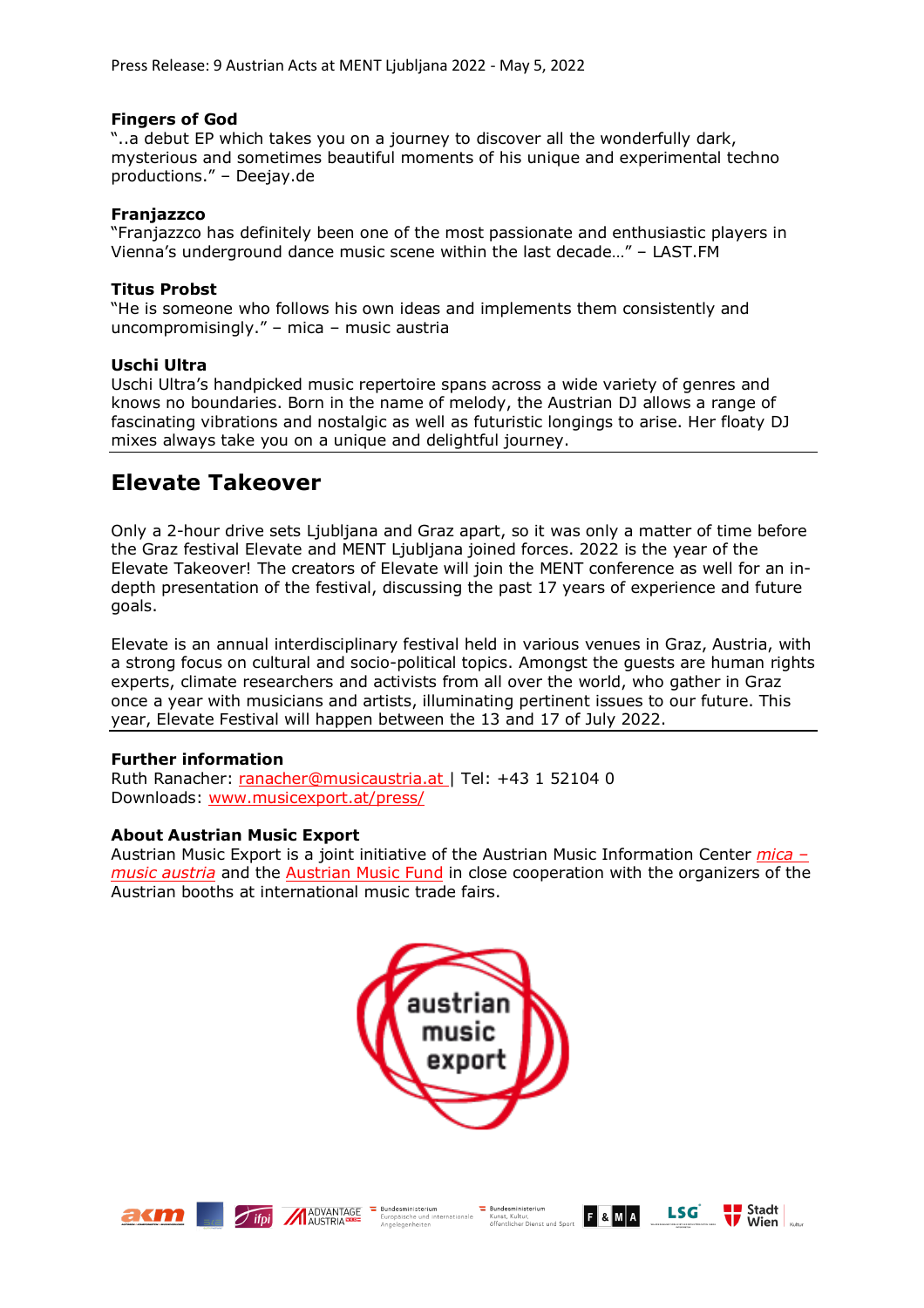**Fingers of God**
"..a debut EP which takes you on a journey to discover all the wonderfully dark, mysterious and sometimes beautiful moments of his unique and experimental techno productions." – Deejay.de

**Franjazzco**
"Franjazzco has definitely been one of the most passionate and enthusiastic players in Vienna's underground dance music scene within the last decade…" – LAST.FM

**Titus Probst**
"He is someone who follows his own ideas and implements them consistently and uncompromisingly." – mica – music austria

**Uschi Ultra**
Uschi Ultra's handpicked music repertoire spans across a wide variety of genres and knows no boundaries. Born in the name of melody, the Austrian DJ allows a range of fascinating vibrations and nostalgic as well as futuristic longings to arise. Her floaty DJ mixes always take you on a unique and delightful journey.

## Elevate Takeover

Only a 2-hour drive sets Ljubljana and Graz apart, so it was only a matter of time before the Graz festival Elevate and MENT Ljubljana joined forces. 2022 is the year of the Elevate Takeover! The creators of Elevate will join the MENT conference as well for an in-depth presentation of the festival, discussing the past 17 years of experience and future goals.

Elevate is an annual interdisciplinary festival held in various venues in Graz, Austria, with a strong focus on cultural and socio-political topics. Amongst the guests are human rights experts, climate researchers and activists from all over the world, who gather in Graz once a year with musicians and artists, illuminating pertinent issues to our future. This year, Elevate Festival will happen between the 13 and 17 of July 2022.

**Further information**
Ruth Ranacher: ranacher@musicaustria.at | Tel: +43 1 52104 0
Downloads: www.musicexport.at/press/

**About Austrian Music Export**
Austrian Music Export is a joint initiative of the Austrian Music Information Center *mica – music austria* and the Austrian Music Fund in close cooperation with the organizers of the Austrian booths at international music trade fairs.